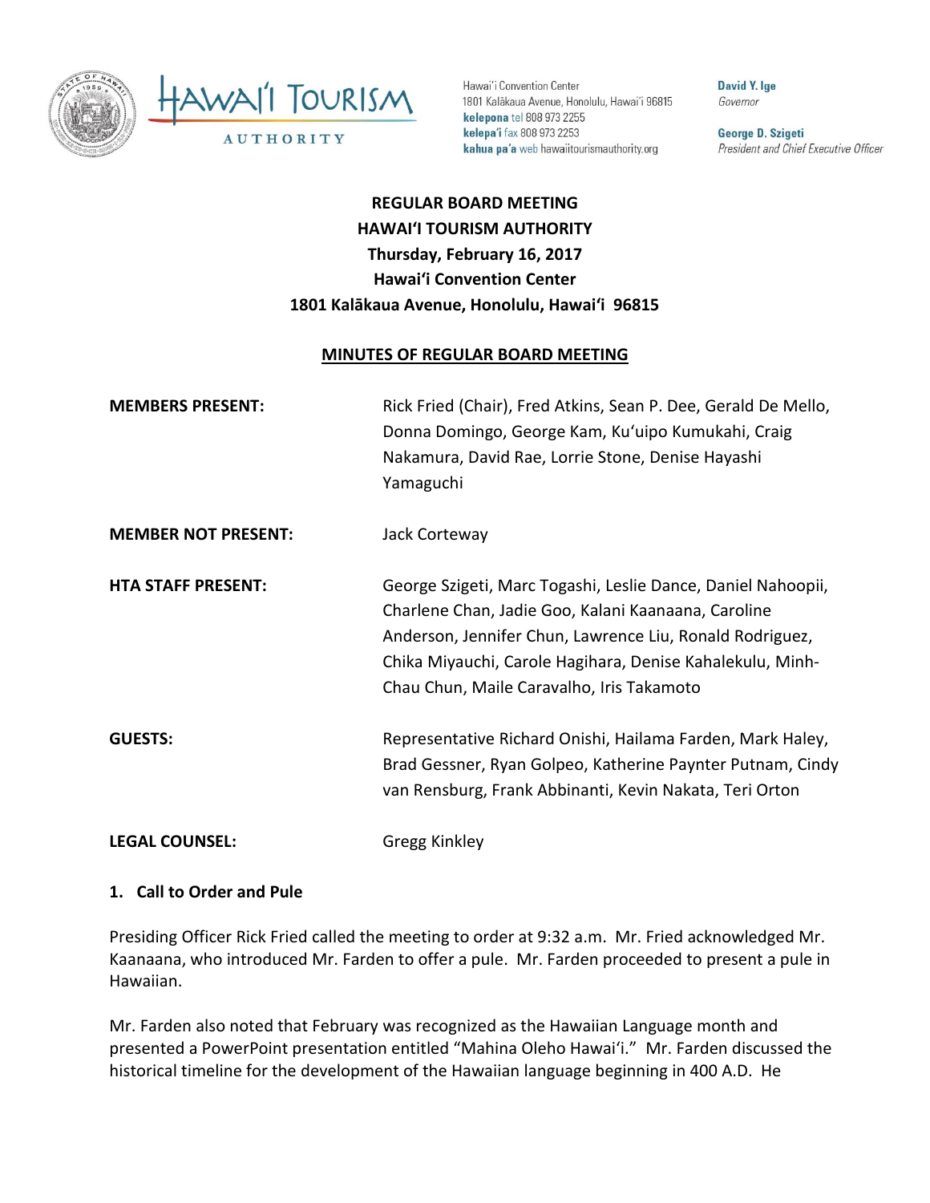Hawaiʻi Convention Center
1801 Kalākaua Avenue, Honolulu, Hawaiʻi 96815
**kelepona** tel 808 973 2255
**kelepaʻi** fax 808 973 2253
**kahua paʻa** web hawaiitourismauthority.org

**David Y. Ige**
*Governor*

**George D. Szigeti**
*President and Chief Executive Officer*

# REGULAR BOARD MEETING
# HAWAIʻI TOURISM AUTHORITY
# Thursday, February 16, 2017
# Hawaiʻi Convention Center
# 1801 Kalākaua Avenue, Honolulu, Hawaiʻi 96815

## MINUTES OF REGULAR BOARD MEETING

**MEMBERS PRESENT:** Rick Fried (Chair), Fred Atkins, Sean P. Dee, Gerald De Mello, Donna Domingo, George Kam, Kuʻuipo Kumukahi, Craig Nakamura, David Rae, Lorrie Stone, Denise Hayashi Yamaguchi

**MEMBER NOT PRESENT:** Jack Corteway

**HTA STAFF PRESENT:** George Szigeti, Marc Togashi, Leslie Dance, Daniel Nahoopii, Charlene Chan, Jadie Goo, Kalani Kaanaana, Caroline Anderson, Jennifer Chun, Lawrence Liu, Ronald Rodriguez, Chika Miyauchi, Carole Hagihara, Denise Kahalekulu, Minh-Chau Chun, Maile Caravalho, Iris Takamoto

**GUESTS:** Representative Richard Onishi, Hailama Farden, Mark Haley, Brad Gessner, Ryan Golpeo, Katherine Paynter Putnam, Cindy van Rensburg, Frank Abbinanti, Kevin Nakata, Teri Orton

**LEGAL COUNSEL:** Gregg Kinkley

### 1. Call to Order and Pule

Presiding Officer Rick Fried called the meeting to order at 9:32 a.m. Mr. Fried acknowledged Mr. Kaanaana, who introduced Mr. Farden to offer a pule. Mr. Farden proceeded to present a pule in Hawaiian.

Mr. Farden also noted that February was recognized as the Hawaiian Language month and presented a PowerPoint presentation entitled "Mahina Oleho Hawaiʻi." Mr. Farden discussed the historical timeline for the development of the Hawaiian language beginning in 400 A.D. He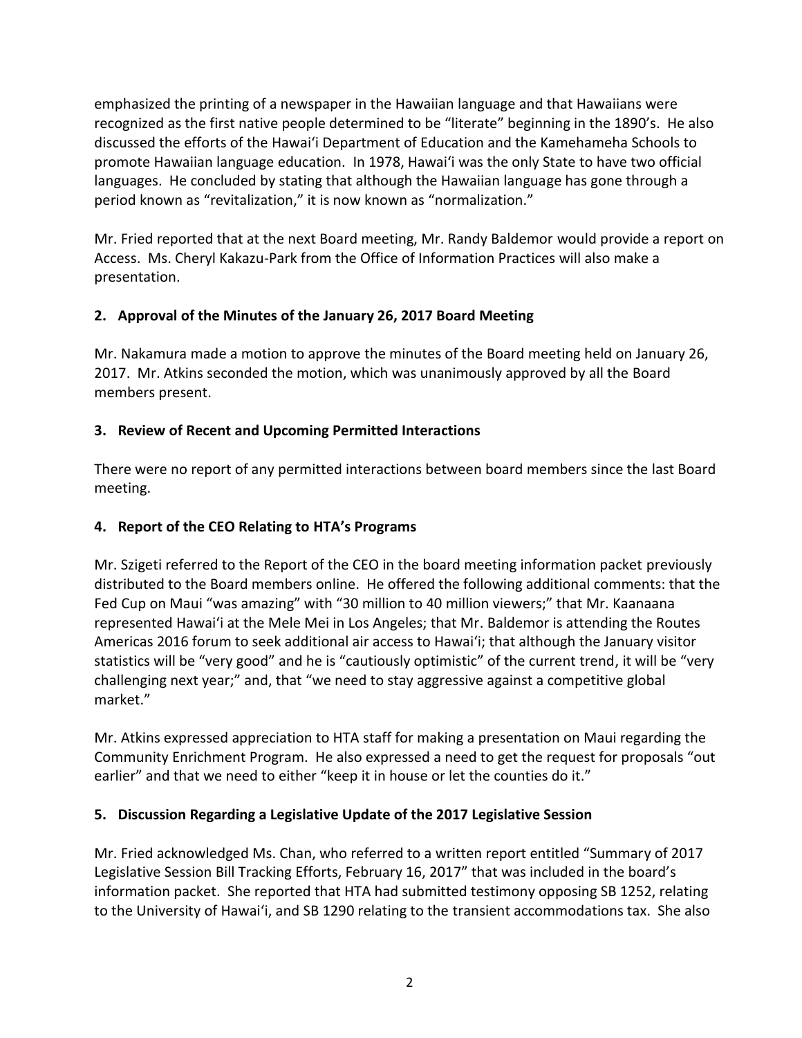emphasized the printing of a newspaper in the Hawaiian language and that Hawaiians were recognized as the first native people determined to be "literate" beginning in the 1890's. He also discussed the efforts of the Hawai'i Department of Education and the Kamehameha Schools to promote Hawaiian language education. In 1978, Hawai'i was the only State to have two official languages. He concluded by stating that although the Hawaiian language has gone through a period known as "revitalization," it is now known as "normalization."

Mr. Fried reported that at the next Board meeting, Mr. Randy Baldemor would provide a report on Access. Ms. Cheryl Kakazu-Park from the Office of Information Practices will also make a presentation.

## 2. Approval of the Minutes of the January 26, 2017 Board Meeting

Mr. Nakamura made a motion to approve the minutes of the Board meeting held on January 26, 2017. Mr. Atkins seconded the motion, which was unanimously approved by all the Board members present.

## 3. Review of Recent and Upcoming Permitted Interactions

There were no report of any permitted interactions between board members since the last Board meeting.

## 4. Report of the CEO Relating to HTA's Programs

Mr. Szigeti referred to the Report of the CEO in the board meeting information packet previously distributed to the Board members online. He offered the following additional comments: that the Fed Cup on Maui "was amazing" with "30 million to 40 million viewers;" that Mr. Kaanaana represented Hawai'i at the Mele Mei in Los Angeles; that Mr. Baldemor is attending the Routes Americas 2016 forum to seek additional air access to Hawai'i; that although the January visitor statistics will be "very good" and he is "cautiously optimistic" of the current trend, it will be "very challenging next year;" and, that "we need to stay aggressive against a competitive global market."

Mr. Atkins expressed appreciation to HTA staff for making a presentation on Maui regarding the Community Enrichment Program. He also expressed a need to get the request for proposals "out earlier" and that we need to either "keep it in house or let the counties do it."

## 5. Discussion Regarding a Legislative Update of the 2017 Legislative Session

Mr. Fried acknowledged Ms. Chan, who referred to a written report entitled "Summary of 2017 Legislative Session Bill Tracking Efforts, February 16, 2017" that was included in the board's information packet. She reported that HTA had submitted testimony opposing SB 1252, relating to the University of Hawai'i, and SB 1290 relating to the transient accommodations tax. She also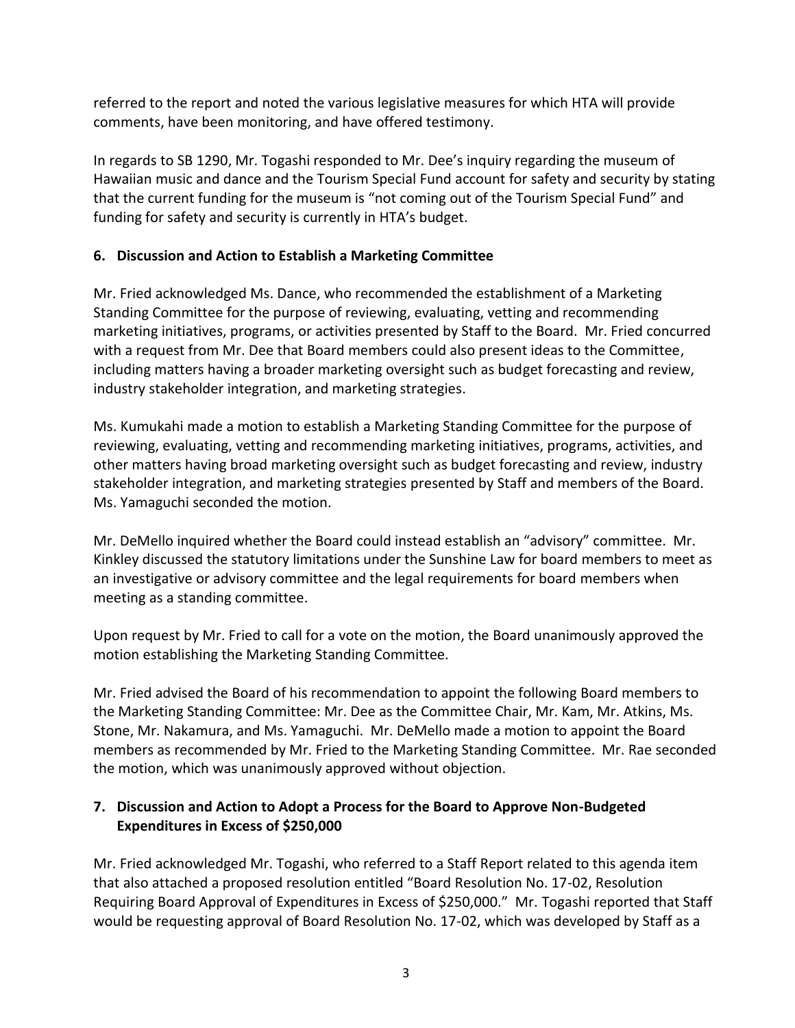referred to the report and noted the various legislative measures for which HTA will provide comments, have been monitoring, and have offered testimony.

In regards to SB 1290, Mr. Togashi responded to Mr. Dee's inquiry regarding the museum of Hawaiian music and dance and the Tourism Special Fund account for safety and security by stating that the current funding for the museum is "not coming out of the Tourism Special Fund" and funding for safety and security is currently in HTA's budget.

**6. Discussion and Action to Establish a Marketing Committee**

Mr. Fried acknowledged Ms. Dance, who recommended the establishment of a Marketing Standing Committee for the purpose of reviewing, evaluating, vetting and recommending marketing initiatives, programs, or activities presented by Staff to the Board. Mr. Fried concurred with a request from Mr. Dee that Board members could also present ideas to the Committee, including matters having a broader marketing oversight such as budget forecasting and review, industry stakeholder integration, and marketing strategies.

Ms. Kumukahi made a motion to establish a Marketing Standing Committee for the purpose of reviewing, evaluating, vetting and recommending marketing initiatives, programs, activities, and other matters having broad marketing oversight such as budget forecasting and review, industry stakeholder integration, and marketing strategies presented by Staff and members of the Board. Ms. Yamaguchi seconded the motion.

Mr. DeMello inquired whether the Board could instead establish an "advisory" committee. Mr. Kinkley discussed the statutory limitations under the Sunshine Law for board members to meet as an investigative or advisory committee and the legal requirements for board members when meeting as a standing committee.

Upon request by Mr. Fried to call for a vote on the motion, the Board unanimously approved the motion establishing the Marketing Standing Committee.

Mr. Fried advised the Board of his recommendation to appoint the following Board members to the Marketing Standing Committee: Mr. Dee as the Committee Chair, Mr. Kam, Mr. Atkins, Ms. Stone, Mr. Nakamura, and Ms. Yamaguchi. Mr. DeMello made a motion to appoint the Board members as recommended by Mr. Fried to the Marketing Standing Committee. Mr. Rae seconded the motion, which was unanimously approved without objection.

**7. Discussion and Action to Adopt a Process for the Board to Approve Non-Budgeted Expenditures in Excess of $250,000**

Mr. Fried acknowledged Mr. Togashi, who referred to a Staff Report related to this agenda item that also attached a proposed resolution entitled "Board Resolution No. 17-02, Resolution Requiring Board Approval of Expenditures in Excess of $250,000." Mr. Togashi reported that Staff would be requesting approval of Board Resolution No. 17-02, which was developed by Staff as a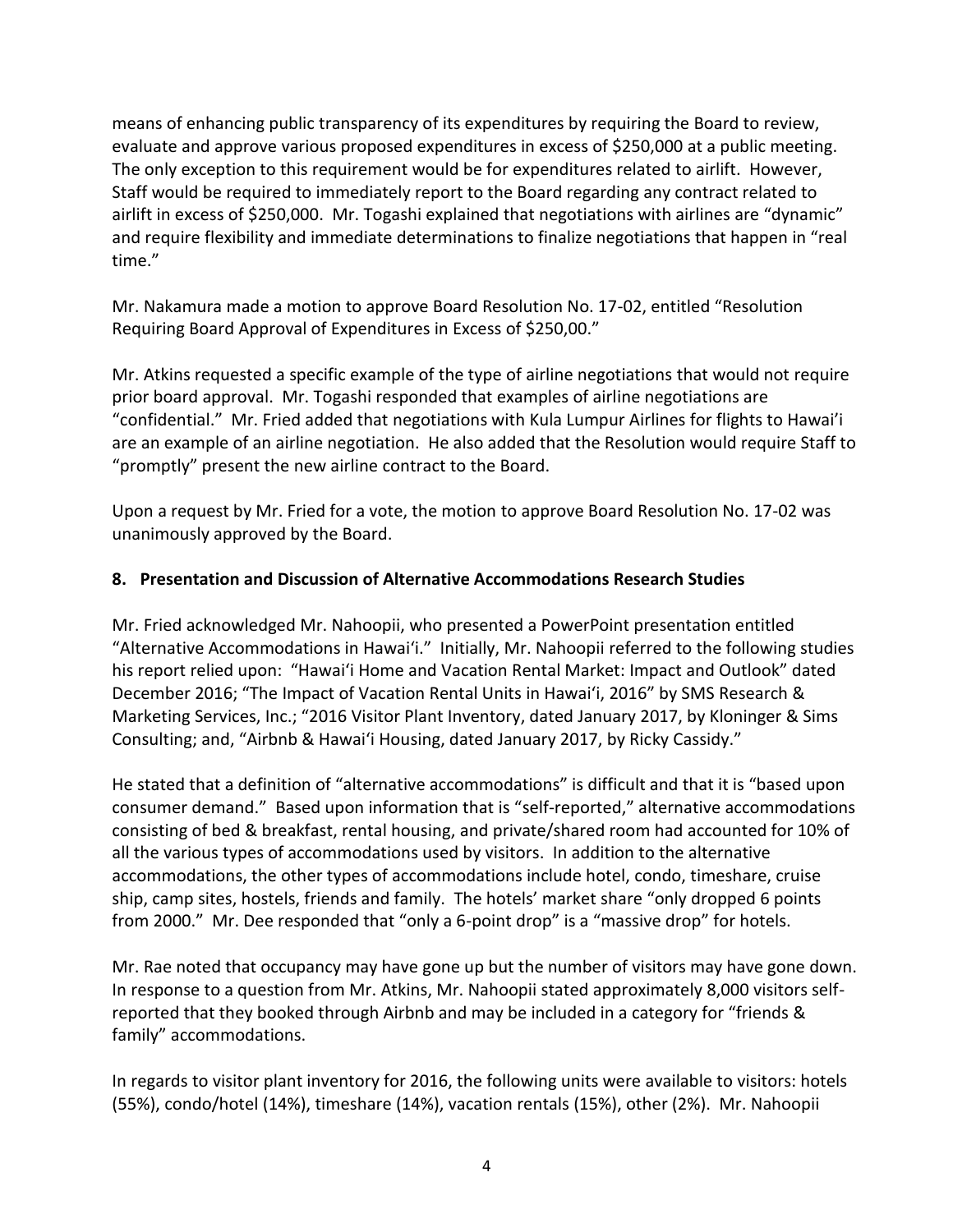means of enhancing public transparency of its expenditures by requiring the Board to review, evaluate and approve various proposed expenditures in excess of $250,000 at a public meeting. The only exception to this requirement would be for expenditures related to airlift. However, Staff would be required to immediately report to the Board regarding any contract related to airlift in excess of $250,000. Mr. Togashi explained that negotiations with airlines are "dynamic" and require flexibility and immediate determinations to finalize negotiations that happen in "real time."

Mr. Nakamura made a motion to approve Board Resolution No. 17-02, entitled "Resolution Requiring Board Approval of Expenditures in Excess of $250,00."

Mr. Atkins requested a specific example of the type of airline negotiations that would not require prior board approval. Mr. Togashi responded that examples of airline negotiations are "confidential." Mr. Fried added that negotiations with Kula Lumpur Airlines for flights to Hawai'i are an example of an airline negotiation. He also added that the Resolution would require Staff to "promptly" present the new airline contract to the Board.

Upon a request by Mr. Fried for a vote, the motion to approve Board Resolution No. 17-02 was unanimously approved by the Board.

**8. Presentation and Discussion of Alternative Accommodations Research Studies**

Mr. Fried acknowledged Mr. Nahoopii, who presented a PowerPoint presentation entitled "Alternative Accommodations in Hawai'i." Initially, Mr. Nahoopii referred to the following studies his report relied upon: "Hawai'i Home and Vacation Rental Market: Impact and Outlook" dated December 2016; "The Impact of Vacation Rental Units in Hawai'i, 2016" by SMS Research & Marketing Services, Inc.; "2016 Visitor Plant Inventory, dated January 2017, by Kloninger & Sims Consulting; and, "Airbnb & Hawai'i Housing, dated January 2017, by Ricky Cassidy."

He stated that a definition of "alternative accommodations" is difficult and that it is "based upon consumer demand." Based upon information that is "self-reported," alternative accommodations consisting of bed & breakfast, rental housing, and private/shared room had accounted for 10% of all the various types of accommodations used by visitors. In addition to the alternative accommodations, the other types of accommodations include hotel, condo, timeshare, cruise ship, camp sites, hostels, friends and family. The hotels' market share "only dropped 6 points from 2000." Mr. Dee responded that "only a 6-point drop" is a "massive drop" for hotels.

Mr. Rae noted that occupancy may have gone up but the number of visitors may have gone down. In response to a question from Mr. Atkins, Mr. Nahoopii stated approximately 8,000 visitors self-reported that they booked through Airbnb and may be included in a category for "friends & family" accommodations.

In regards to visitor plant inventory for 2016, the following units were available to visitors: hotels (55%), condo/hotel (14%), timeshare (14%), vacation rentals (15%), other (2%). Mr. Nahoopii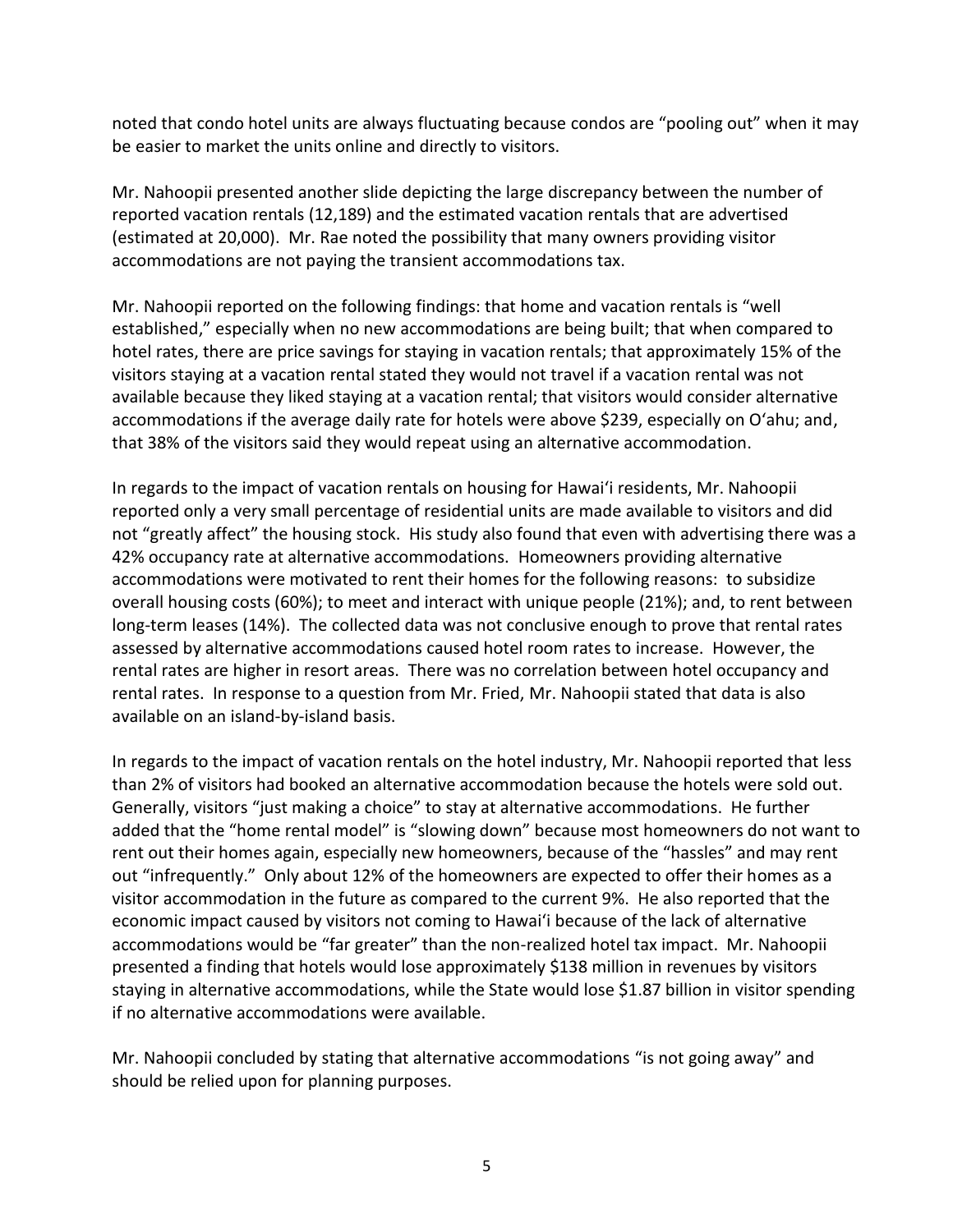noted that condo hotel units are always fluctuating because condos are "pooling out" when it may be easier to market the units online and directly to visitors.

Mr. Nahoopii presented another slide depicting the large discrepancy between the number of reported vacation rentals (12,189) and the estimated vacation rentals that are advertised (estimated at 20,000). Mr. Rae noted the possibility that many owners providing visitor accommodations are not paying the transient accommodations tax.

Mr. Nahoopii reported on the following findings: that home and vacation rentals is "well established," especially when no new accommodations are being built; that when compared to hotel rates, there are price savings for staying in vacation rentals; that approximately 15% of the visitors staying at a vacation rental stated they would not travel if a vacation rental was not available because they liked staying at a vacation rental; that visitors would consider alternative accommodations if the average daily rate for hotels were above $239, especially on Oʻahu; and, that 38% of the visitors said they would repeat using an alternative accommodation.

In regards to the impact of vacation rentals on housing for Hawaiʻi residents, Mr. Nahoopii reported only a very small percentage of residential units are made available to visitors and did not "greatly affect" the housing stock. His study also found that even with advertising there was a 42% occupancy rate at alternative accommodations. Homeowners providing alternative accommodations were motivated to rent their homes for the following reasons: to subsidize overall housing costs (60%); to meet and interact with unique people (21%); and, to rent between long-term leases (14%). The collected data was not conclusive enough to prove that rental rates assessed by alternative accommodations caused hotel room rates to increase. However, the rental rates are higher in resort areas. There was no correlation between hotel occupancy and rental rates. In response to a question from Mr. Fried, Mr. Nahoopii stated that data is also available on an island-by-island basis.

In regards to the impact of vacation rentals on the hotel industry, Mr. Nahoopii reported that less than 2% of visitors had booked an alternative accommodation because the hotels were sold out. Generally, visitors "just making a choice" to stay at alternative accommodations. He further added that the "home rental model" is "slowing down" because most homeowners do not want to rent out their homes again, especially new homeowners, because of the "hassles" and may rent out "infrequently." Only about 12% of the homeowners are expected to offer their homes as a visitor accommodation in the future as compared to the current 9%. He also reported that the economic impact caused by visitors not coming to Hawaiʻi because of the lack of alternative accommodations would be "far greater" than the non-realized hotel tax impact. Mr. Nahoopii presented a finding that hotels would lose approximately $138 million in revenues by visitors staying in alternative accommodations, while the State would lose $1.87 billion in visitor spending if no alternative accommodations were available.

Mr. Nahoopii concluded by stating that alternative accommodations "is not going away" and should be relied upon for planning purposes.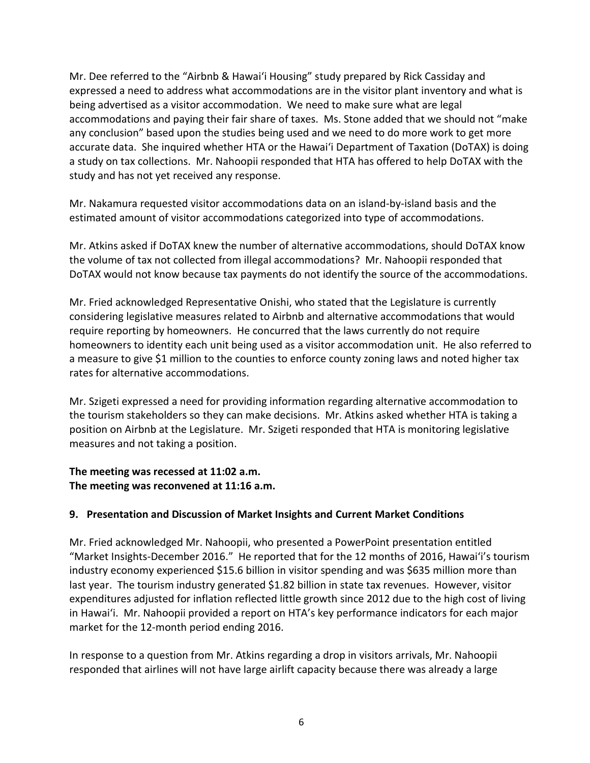Mr. Dee referred to the "Airbnb & Hawai'i Housing" study prepared by Rick Cassiday and expressed a need to address what accommodations are in the visitor plant inventory and what is being advertised as a visitor accommodation. We need to make sure what are legal accommodations and paying their fair share of taxes. Ms. Stone added that we should not "make any conclusion" based upon the studies being used and we need to do more work to get more accurate data. She inquired whether HTA or the Hawai'i Department of Taxation (DoTAX) is doing a study on tax collections. Mr. Nahoopii responded that HTA has offered to help DoTAX with the study and has not yet received any response.

Mr. Nakamura requested visitor accommodations data on an island-by-island basis and the estimated amount of visitor accommodations categorized into type of accommodations.

Mr. Atkins asked if DoTAX knew the number of alternative accommodations, should DoTAX know the volume of tax not collected from illegal accommodations? Mr. Nahoopii responded that DoTAX would not know because tax payments do not identify the source of the accommodations.

Mr. Fried acknowledged Representative Onishi, who stated that the Legislature is currently considering legislative measures related to Airbnb and alternative accommodations that would require reporting by homeowners. He concurred that the laws currently do not require homeowners to identity each unit being used as a visitor accommodation unit. He also referred to a measure to give $1 million to the counties to enforce county zoning laws and noted higher tax rates for alternative accommodations.

Mr. Szigeti expressed a need for providing information regarding alternative accommodation to the tourism stakeholders so they can make decisions. Mr. Atkins asked whether HTA is taking a position on Airbnb at the Legislature. Mr. Szigeti responded that HTA is monitoring legislative measures and not taking a position.

**The meeting was recessed at 11:02 a.m.**
**The meeting was reconvened at 11:16 a.m.**

### 9. Presentation and Discussion of Market Insights and Current Market Conditions

Mr. Fried acknowledged Mr. Nahoopii, who presented a PowerPoint presentation entitled "Market Insights-December 2016." He reported that for the 12 months of 2016, Hawai'i's tourism industry economy experienced $15.6 billion in visitor spending and was $635 million more than last year. The tourism industry generated $1.82 billion in state tax revenues. However, visitor expenditures adjusted for inflation reflected little growth since 2012 due to the high cost of living in Hawai'i. Mr. Nahoopii provided a report on HTA's key performance indicators for each major market for the 12-month period ending 2016.

In response to a question from Mr. Atkins regarding a drop in visitors arrivals, Mr. Nahoopii responded that airlines will not have large airlift capacity because there was already a large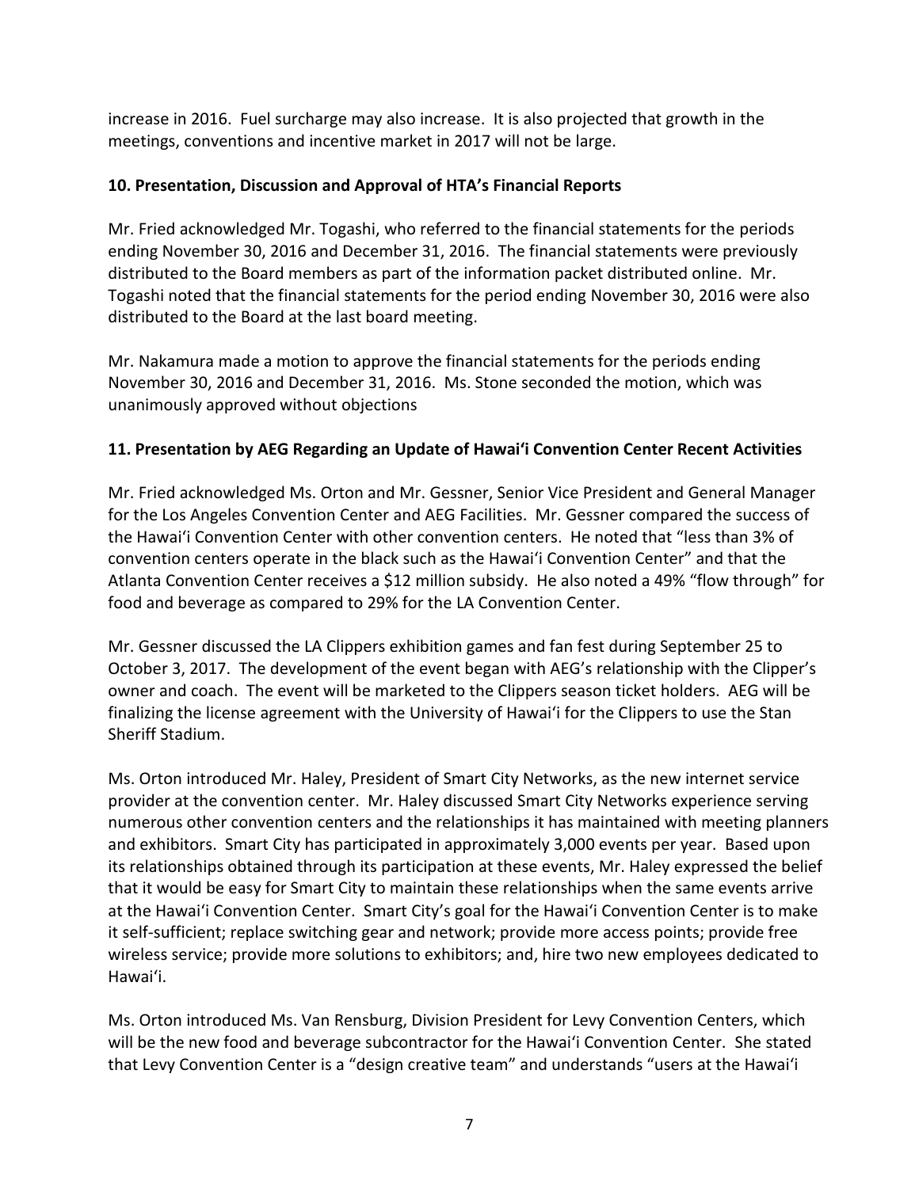increase in 2016. Fuel surcharge may also increase. It is also projected that growth in the meetings, conventions and incentive market in 2017 will not be large.

**10. Presentation, Discussion and Approval of HTA's Financial Reports**

Mr. Fried acknowledged Mr. Togashi, who referred to the financial statements for the periods ending November 30, 2016 and December 31, 2016. The financial statements were previously distributed to the Board members as part of the information packet distributed online. Mr. Togashi noted that the financial statements for the period ending November 30, 2016 were also distributed to the Board at the last board meeting.

Mr. Nakamura made a motion to approve the financial statements for the periods ending November 30, 2016 and December 31, 2016. Ms. Stone seconded the motion, which was unanimously approved without objections

**11. Presentation by AEG Regarding an Update of Hawai'i Convention Center Recent Activities**

Mr. Fried acknowledged Ms. Orton and Mr. Gessner, Senior Vice President and General Manager for the Los Angeles Convention Center and AEG Facilities. Mr. Gessner compared the success of the Hawai'i Convention Center with other convention centers. He noted that "less than 3% of convention centers operate in the black such as the Hawai'i Convention Center" and that the Atlanta Convention Center receives a $12 million subsidy. He also noted a 49% "flow through" for food and beverage as compared to 29% for the LA Convention Center.

Mr. Gessner discussed the LA Clippers exhibition games and fan fest during September 25 to October 3, 2017. The development of the event began with AEG's relationship with the Clipper's owner and coach. The event will be marketed to the Clippers season ticket holders. AEG will be finalizing the license agreement with the University of Hawai'i for the Clippers to use the Stan Sheriff Stadium.

Ms. Orton introduced Mr. Haley, President of Smart City Networks, as the new internet service provider at the convention center. Mr. Haley discussed Smart City Networks experience serving numerous other convention centers and the relationships it has maintained with meeting planners and exhibitors. Smart City has participated in approximately 3,000 events per year. Based upon its relationships obtained through its participation at these events, Mr. Haley expressed the belief that it would be easy for Smart City to maintain these relationships when the same events arrive at the Hawai'i Convention Center. Smart City's goal for the Hawai'i Convention Center is to make it self-sufficient; replace switching gear and network; provide more access points; provide free wireless service; provide more solutions to exhibitors; and, hire two new employees dedicated to Hawai'i.

Ms. Orton introduced Ms. Van Rensburg, Division President for Levy Convention Centers, which will be the new food and beverage subcontractor for the Hawai'i Convention Center. She stated that Levy Convention Center is a "design creative team" and understands "users at the Hawai'i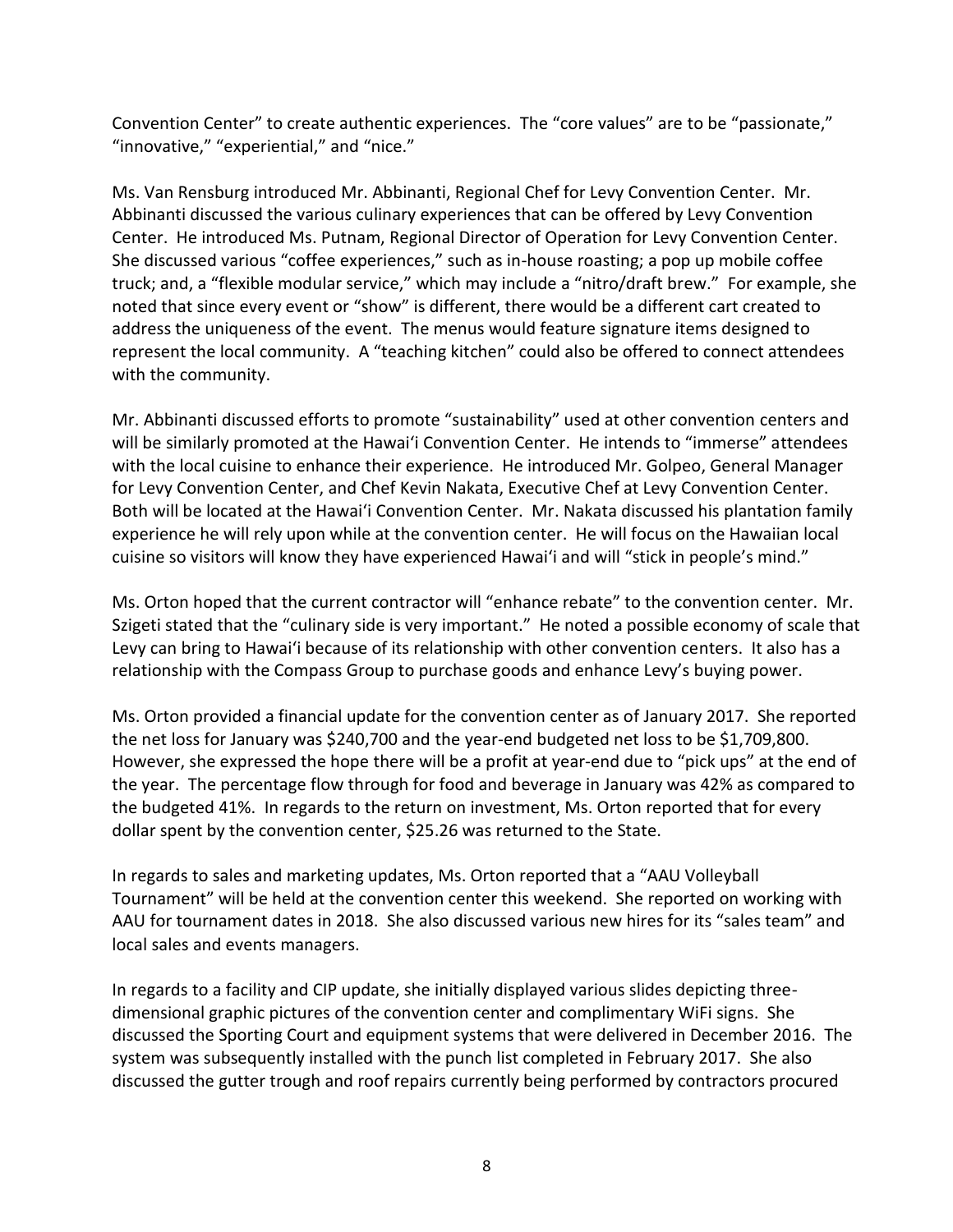Convention Center" to create authentic experiences. The "core values" are to be "passionate," "innovative," "experiential," and "nice."

Ms. Van Rensburg introduced Mr. Abbinanti, Regional Chef for Levy Convention Center. Mr. Abbinanti discussed the various culinary experiences that can be offered by Levy Convention Center. He introduced Ms. Putnam, Regional Director of Operation for Levy Convention Center. She discussed various "coffee experiences," such as in-house roasting; a pop up mobile coffee truck; and, a "flexible modular service," which may include a "nitro/draft brew." For example, she noted that since every event or "show" is different, there would be a different cart created to address the uniqueness of the event. The menus would feature signature items designed to represent the local community. A "teaching kitchen" could also be offered to connect attendees with the community.

Mr. Abbinanti discussed efforts to promote "sustainability" used at other convention centers and will be similarly promoted at the Hawaiʻi Convention Center. He intends to "immerse" attendees with the local cuisine to enhance their experience. He introduced Mr. Golpeo, General Manager for Levy Convention Center, and Chef Kevin Nakata, Executive Chef at Levy Convention Center. Both will be located at the Hawaiʻi Convention Center. Mr. Nakata discussed his plantation family experience he will rely upon while at the convention center. He will focus on the Hawaiian local cuisine so visitors will know they have experienced Hawaiʻi and will "stick in people's mind."

Ms. Orton hoped that the current contractor will "enhance rebate" to the convention center. Mr. Szigeti stated that the "culinary side is very important." He noted a possible economy of scale that Levy can bring to Hawaiʻi because of its relationship with other convention centers. It also has a relationship with the Compass Group to purchase goods and enhance Levy's buying power.

Ms. Orton provided a financial update for the convention center as of January 2017. She reported the net loss for January was $240,700 and the year-end budgeted net loss to be $1,709,800. However, she expressed the hope there will be a profit at year-end due to "pick ups" at the end of the year. The percentage flow through for food and beverage in January was 42% as compared to the budgeted 41%. In regards to the return on investment, Ms. Orton reported that for every dollar spent by the convention center, $25.26 was returned to the State.

In regards to sales and marketing updates, Ms. Orton reported that a "AAU Volleyball Tournament" will be held at the convention center this weekend. She reported on working with AAU for tournament dates in 2018. She also discussed various new hires for its "sales team" and local sales and events managers.

In regards to a facility and CIP update, she initially displayed various slides depicting three-dimensional graphic pictures of the convention center and complimentary WiFi signs. She discussed the Sporting Court and equipment systems that were delivered in December 2016. The system was subsequently installed with the punch list completed in February 2017. She also discussed the gutter trough and roof repairs currently being performed by contractors procured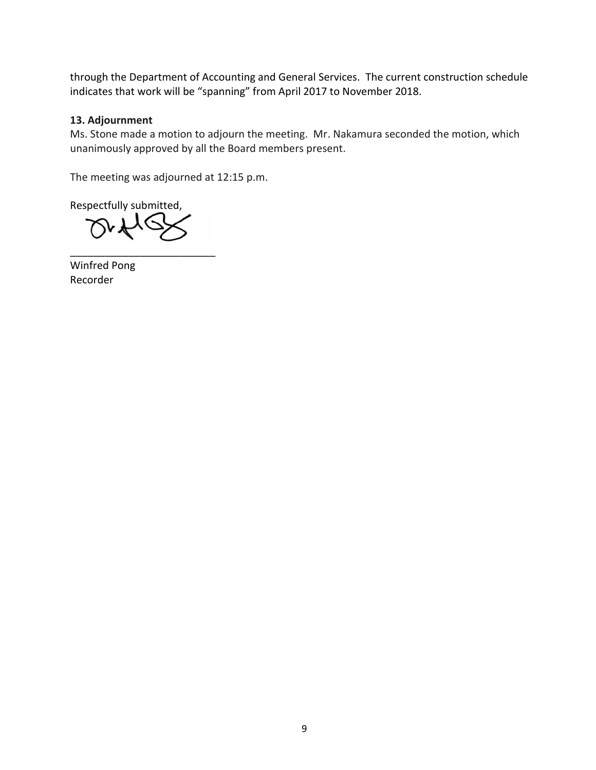through the Department of Accounting and General Services. The current construction schedule indicates that work will be "spanning" from April 2017 to November 2018.

**13. Adjournment**

Ms. Stone made a motion to adjourn the meeting. Mr. Nakamura seconded the motion, which unanimously approved by all the Board members present.

The meeting was adjourned at 12:15 p.m.

Respectfully submitted,

\_\_\_\_\_\_\_\_\_\_\_\_\_\_\_\_\_\_\_\_\_\_\_\_\_

Winfred Pong
Recorder